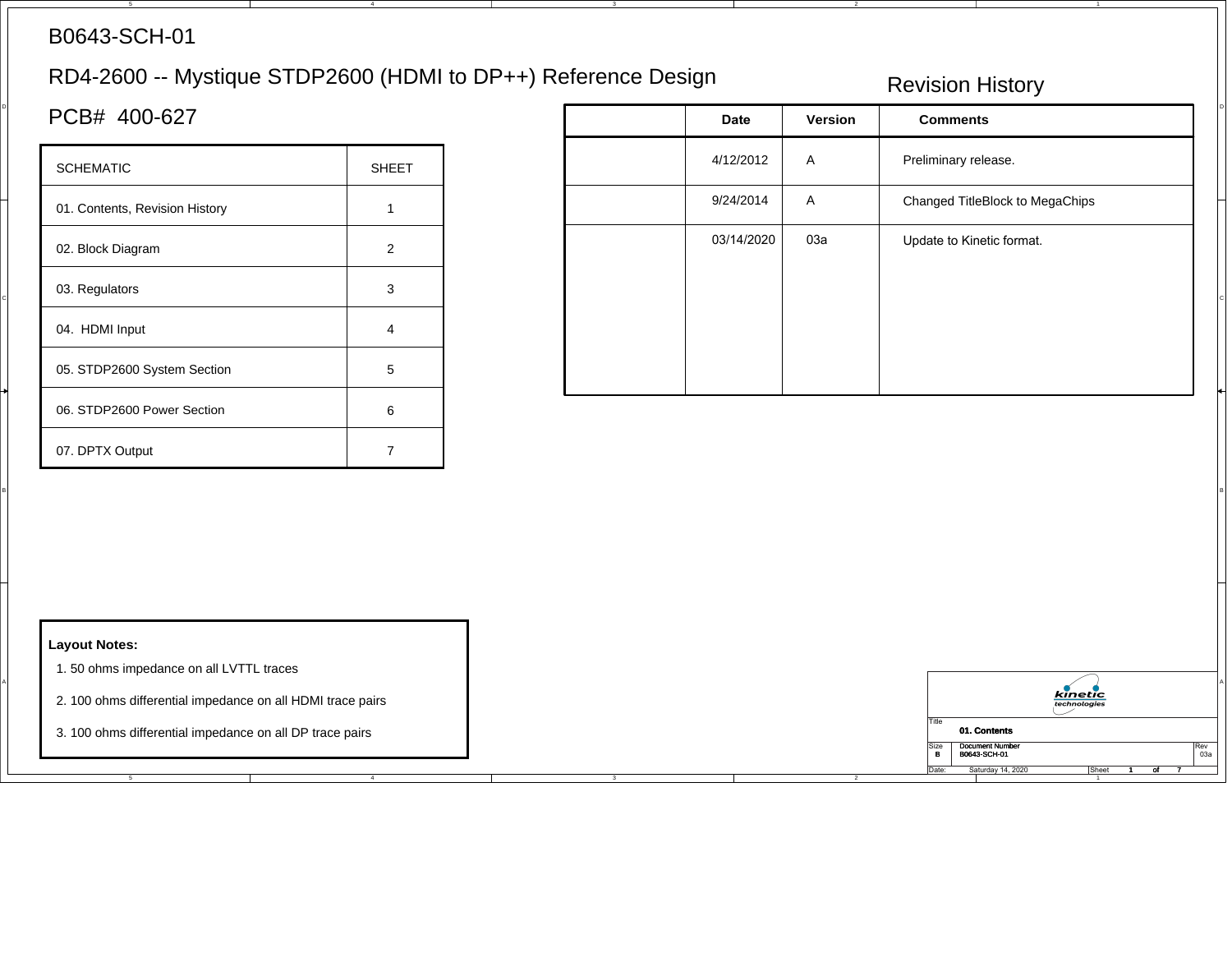# B0643-SCH-01

# RD4-2600 -- Mystique STDP2600 (HDMI to DP++) Reference Design

# PCB# 400-627

| SCHEMATIC | SHEET |
|---|---|
| 01. Contents, Revision History | 1 |
| 02. Block Diagram | 2 |
| 03. Regulators | 3 |
| 04. HDMI Input | 4 |
| 05. STDP2600 System Section | 5 |
| 06. STDP2600 Power Section | 6 |
| 07. DPTX Output | 7 |

## Revision History

| | Date | Version | Comments |
|---|---|---|---|
| | 4/12/2012 | A | Preliminary release. |
| | 9/24/2014 | A | Changed TitleBlock to MegaChips |
| | 03/14/2020 | 03a | Update to Kinetic format. |

**Layout Notes:**

1. 50 ohms impedance on all LVTTL traces
2. 100 ohms differential impedance on all HDMI trace pairs
3. 100 ohms differential impedance on all DP trace pairs

kinetic technologies

Title: 01. Contents

Size: B | Document Number: B0643-SCH-01 | Rev: 03a

Date: Saturday 14, 2020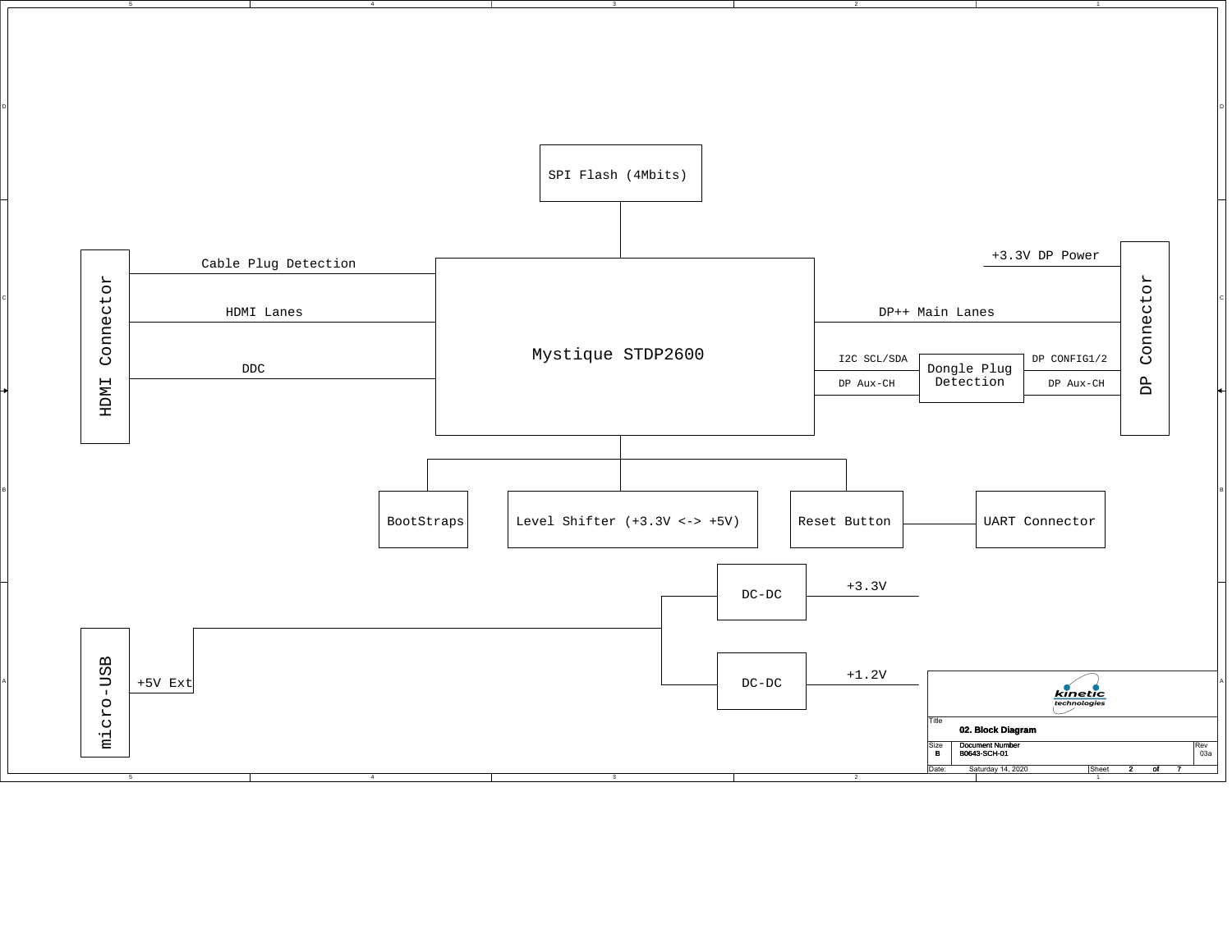SPI Flash (4Mbits)

HDMI Connector

- Cable Plug Detection
- HDMI Lanes
- DDC

Mystique STDP2600

DP Connector

- +3.3V DP Power
- DP++ Main Lanes
- I2C SCL/SDA
- DP Aux-CH
- Dongle Plug Detection
- DP CONFIG1/2
- DP Aux-CH

BootStraps

Level Shifter (+3.3V <-> +5V)

Reset Button

UART Connector

micro-USB

+5V Ext

DC-DC — +3.3V

DC-DC — +1.2V

kinetic technologies

| Title | 02. Block Diagram | |
|---|---|---|
| Size: B | Document Number: B0643-SCH-01 | Rev: 03a |
| Date: Saturday 14, 2020 | Sheet 2 of 7 | |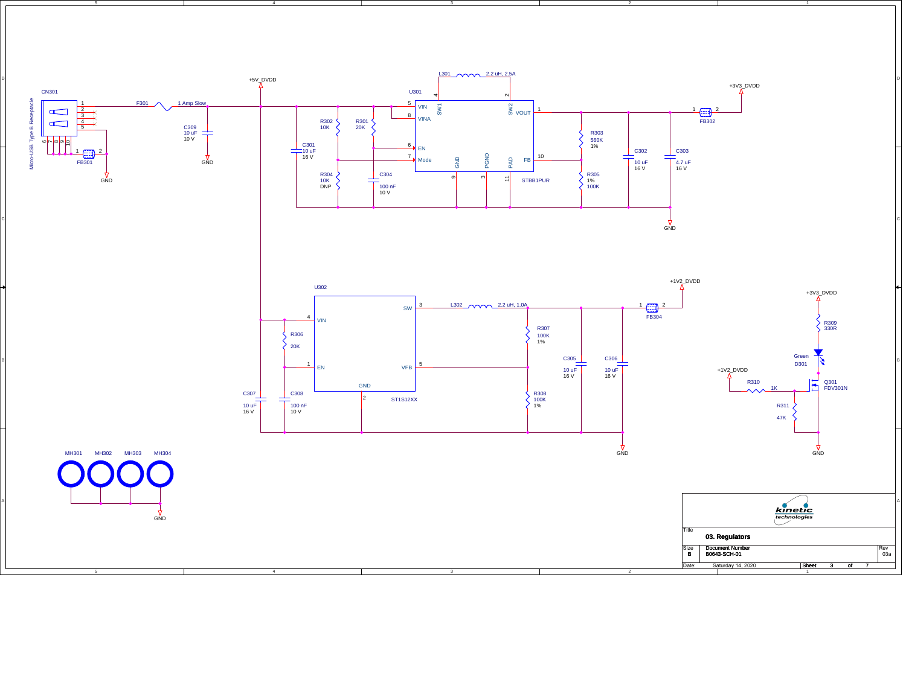# 03. Regulators

**Micro-USB Type B Receptacle** — CN301

F301 — 1 Amp Slow

C309 — 10 uF, 10 V

FB301

+5V_DVDD

U301 — STBB1PUR

L301 — 2.2 uH, 2.5A

R302 — 10K

R301 — 20K

R304 — 10K, DNP

C301 — 10 uF, 16 V

C304 — 100 nF, 10 V

R303 — 560K, 1%

R305 — 1%, 100K

C302 — 10 uF, 16 V

C303 — 4.7 uF, 16 V

FB302

+3V3_DVDD

U302 — ST1S12XX

L302 — 2.2 uH, 1.0A

R306 — 20K

C307 — 10 uF, 16 V

C308 — 100 nF, 10 V

R307 — 100K, 1%

R308 — 100K, 1%

C305 — 10 uF, 16 V

C306 — 10 uF, 16 V

FB304

+1V2_DVDD

R309 — 330R

D301 — Green

Q301 — FDV301N

R310 — 1K

R311 — 47K

MH301, MH302, MH303, MH304

GND

| Title | 03. Regulators | |
|---|---|---|
| Size B | Document Number B0643-SCH-01 | Rev 03a |
| Date: Saturday 14, 2020 | Sheet 3 of 7 | |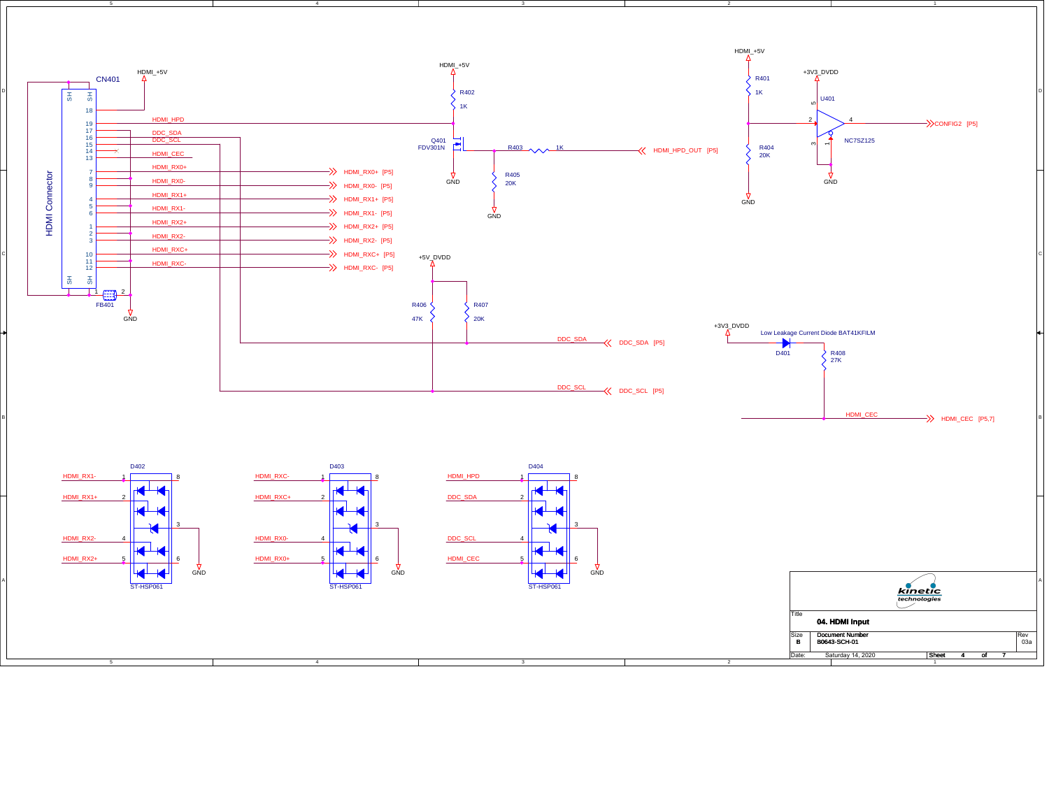# 04. HDMI Input

**CN401** — HDMI Connector

| Pin | Signal |
|---|---|
| 18 | HDMI_+5V |
| 19 | HDMI_HPD |
| 17 | GND |
| 16 | DDC_SDA |
| 15 | DDC_SCL |
| 14 | NC |
| 13 | HDMI_CEC |
| 7 | HDMI_RX0+ [P5] |
| 8 | GND |
| 9 | HDMI_RX0- [P5] |
| 4 | HDMI_RX1+ [P5] |
| 5 | GND |
| 6 | HDMI_RX1- [P5] |
| 1 | HDMI_RX2+ [P5] |
| 2 | GND |
| 3 | HDMI_RX2- [P5] |
| 10 | HDMI_RXC+ [P5] |
| 11 | GND |
| 12 | HDMI_RXC- [P5] |
| SH | FB401 (1–2) → GND |

**Hot Plug Detect**

- HDMI_+5V — R402 1K — Q401 FDV301N drain (HDMI_HPD)
- Q401 source → GND
- Q401 gate — R403 1K — HDMI_HPD_OUT [P5]; R405 20K to GND

**DDC**

- +5V_DVDD — R406 47K — DDC_SCL [P5]
- +5V_DVDD — R407 20K — DDC_SDA [P5]

**Config**

- HDMI_+5V — R401 1K — U401 NC7SZ125 pin 2; R404 20K to GND
- U401: pin 5 +3V3_DVDD, pin 3 GND, pin 1 GND, pin 4 → CONFIG2 [P5]

**CEC**

- +3V3_DVDD — D401 (Low Leakage Current Diode BAT41KFILM) — R408 27K — HDMI_CEC [P5,7]

**ESD Protection (ST-HSP061)**

| Pin | D402 | D403 | D404 |
|---|---|---|---|
| 1 | HDMI_RX1- | HDMI_RXC- | HDMI_HPD |
| 2 | HDMI_RX1+ | HDMI_RXC+ | DDC_SDA |
| 3 | GND | GND | GND |
| 4 | HDMI_RX2- | HDMI_RX0- | DDC_SCL |
| 5 | HDMI_RX2+ | HDMI_RX0+ | HDMI_CEC |
| 6 | | | |
| 8 | | | |

kinetic technologies

| Title | 04. HDMI Input | |
|---|---|---|
| Size B | Document Number B0643-SCH-01 | Rev 03a |
| Date: Saturday 14, 2020 | Sheet 4 of 7 | |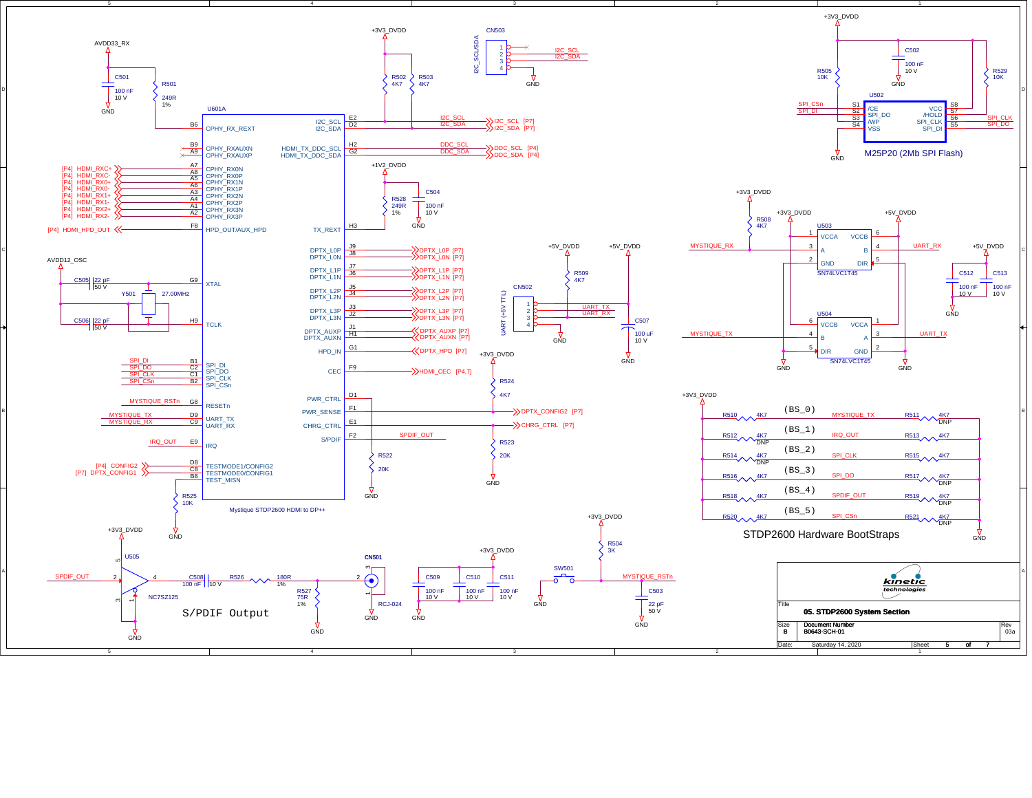# 05. STDP2600 System Section

## U601A — Mystique STDP2600 HDMI to DP++

| Pin | Signal (left side) | Net |
|---|---|---|
| B6 | CPHY_RX_REXT | R501 249R 1% to AVDD33_RX |
| B9 | CPHY_RXAUXN | NC |
| A9 | CPHY_RXAUXP | NC |
| A7 | CPHY_RX0N | [P4] HDMI_RXC+ |
| A8 | CPHY_RX0P | [P4] HDMI_RXC- |
| A5 | CPHY_RX1N | [P4] HDMI_RX0+ |
| A6 | CPHY_RX1P | [P4] HDMI_RX0- |
| A3 | CPHY_RX2N | [P4] HDMI_RX1+ |
| A4 | CPHY_RX2P | [P4] HDMI_RX1- |
| A1 | CPHY_RX3N | [P4] HDMI_RX2+ |
| A2 | CPHY_RX3P | [P4] HDMI_RX2- |
| F8 | HPD_OUT/AUX_HPD | [P4] HDMI_HPD_OUT |
| G9 | XTAL | Y501 27.00MHz, C505 22 pF 50 V |
| H9 | TCLK | C506 22 pF 50 V |
| B1 | SPI_DI | SPI_DI |
| C2 | SPI_DO | SPI_DO |
| C1 | SPI_CLK | SPI_CLK |
| B2 | SPI_CSn | SPI_CSn |
| G8 | RESETn | MYSTIQUE_RSTn |
| D9 | UART_TX | MYSTIQUE_TX |
| C9 | UART_RX | MYSTIQUE_RX |
| E9 | IRQ | IRQ_OUT |
| D8 | TESTMODE1/CONFIG2 | [P4] CONFIG2 |
| C8 | TESTMODE0/CONFIG1 | [P7] DPTX_CONFIG1 |
| B8 | TEST_MISN | R525 10K |

| Pin | Signal (right side) | Net |
|---|---|---|
| E2 | I2C_SCL | I2C_SCL [P7] (R502 4K7 to +3V3_DVDD) |
| D2 | I2C_SDA | I2C_SDA [P7] (R503 4K7 to +3V3_DVDD) |
| H2 | HDMI_TX_DDC_SCL | DDC_SCL [P4] |
| G2 | HDMI_TX_DDC_SDA | DDC_SDA [P4] |
| H3 | TX_REXT | R528 249R 1% to +1V2_DVDD, C504 100 nF 10 V |
| J9 | DPTX_L0P | DPTX_L0P [P7] |
| J8 | DPTX_L0N | DPTX_L0N [P7] |
| J7 | DPTX_L1P | DPTX_L1P [P7] |
| J6 | DPTX_L1N | DPTX_L1N [P7] |
| J5 | DPTX_L2P | DPTX_L2P [P7] |
| J4 | DPTX_L2N | DPTX_L2N [P7] |
| J3 | DPTX_L3P | DPTX_L3P [P7] |
| J2 | DPTX_L3N | DPTX_L3N [P7] |
| J1 | DPTX_AUXP | DPTX_AUXP [P7] |
| H1 | DPTX_AUXN | DPTX_AUXN [P7] |
| G1 | HPD_IN | DPTX_HPD [P7] |
| F9 | CEC | HDMI_CEC [P4,7] |
| D1 | PWR_CTRL | R522 20K to GND |
| F1 | PWR_SENSE | DPTX_CONFIG2 [P7] (R524 4K7 to +3V3_DVDD) |
| E1 | CHRG_CTRL | CHRG_CTRL [P7] (R523 20K to GND) |
| F2 | S/PDIF | SPDIF_OUT |

AVDD33_RX: C501 100 nF 10 V, R501 249R 1%
AVDD12_OSC: C505 22 pF 50 V, C506 22 pF 50 V, Y501 27.00MHz

CN503 (I2C_SCL/SDA): 1 NC, 2 I2C_SCL, 3 I2C_SDA, 4 GND

CN502 (UART (+5V TTL)): 1 +5V_DVDD, 2 UART_TX, 3 UART_RX, 4 GND; R509 4K7, C507 100 uF 10 V

## M25P20 (2Mb SPI Flash) — U502

| Pin | Signal | Net |
|---|---|---|
| S1 | /CE | SPI_CSn |
| S2 | SPI_DO | SPI_DI |
| S3 | /WP | R505 10K to +3V3_DVDD |
| S4 | VSS | GND |
| S8 | VCC | +3V3_DVDD (C502 100 nF 10 V) |
| S7 | /HOLD | R529 10K to +3V3_DVDD |
| S6 | SPI_CLK | SPI_CLK |
| S5 | SPI_DI | SPI_DO |

## Level Shifters

U503 SN74LVC1T45: 1 VCCA (+3V3_DVDD), 3 A (MYSTIQUE_RX, R508 4K7), 2 GND, 6 VCCB (+5V_DVDD), 4 B (UART_RX), 5 DIR

U504 SN74LVC1T45: 6 VCCB (+3V3_DVDD), 4 B (MYSTIQUE_TX), 5 DIR, 1 VCCA (+5V_DVDD), 3 A (UART_TX), 2 GND

+5V_DVDD: C512 100 nF 10 V, C513 100 nF 10 V

## STDP2600 Hardware BootStraps

| Bootstrap | Pull-up (+3V3_DVDD) | Net | Pull-down (GND) |
|---|---|---|---|
| (BS_0) | R510 4K7 | MYSTIQUE_TX | R511 4K7 DNP |
| (BS_1) | R512 4K7 DNP | IRQ_OUT | R513 4K7 |
| (BS_2) | R514 4K7 DNP | SPI_CLK | R515 4K7 |
| (BS_3) | R516 4K7 | SPI_DO | R517 4K7 DNP |
| (BS_4) | R518 4K7 | SPDIF_OUT | R519 4K7 DNP |
| (BS_5) | R520 4K7 | SPI_CSn | R521 4K7 DNP |

## S/PDIF Output

SPDIF_OUT → U505 NC7SZ125 (pin 2 in, pin 4 out, pin 5 +3V3_DVDD, pin 3 GND, pin 1 GND) → C508 100 nF 10 V → R526 180R 1% → CN501 RCJ-024 (pin 2); R527 75R 1% to GND

+3V3_DVDD decoupling: C509 100 nF 10 V, C510 100 nF 10 V, C511 100 nF 10 V

Reset: SW501, R504 3K to +3V3_DVDD, C503 22 pF 50 V → MYSTIQUE_RSTn

| | |
|---|---|
| Title | 05. STDP2600 System Section |
| Size | B |
| Document Number | B0643-SCH-01 |
| Rev | 03a |
| Date | Saturday 14, 2020 |
| Sheet | 5 of 7 |

kinetic technologies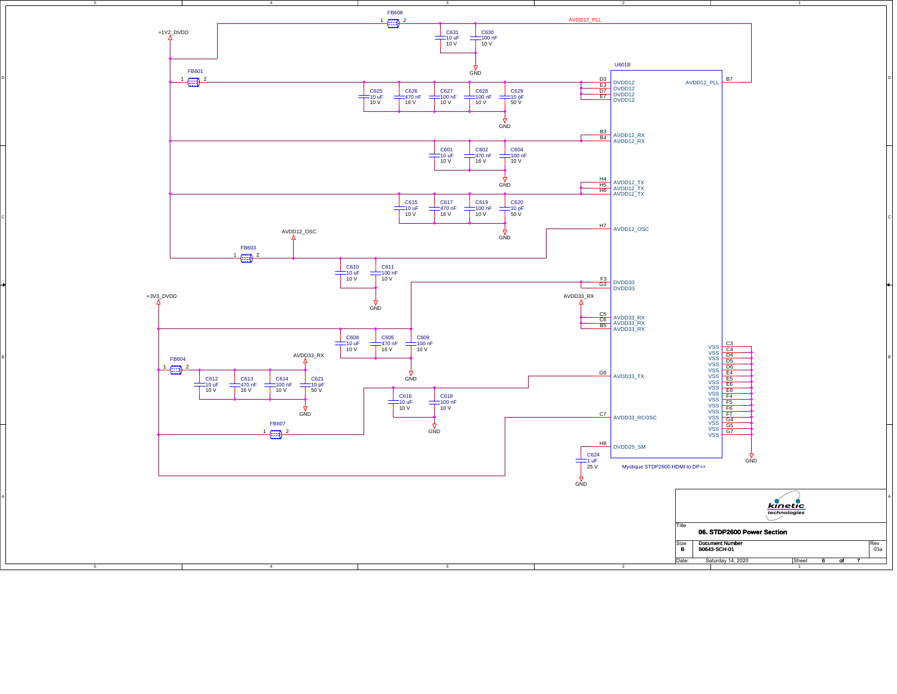FB608

AVDD12_PLL

+1V2_DVDD

C631 10 uF 10 V

C630 100 nF 10 V

GND

U601B

FB601

C625 10 uF 10 V

C626 470 nF 16 V

C627 100 nF 10 V

C628 100 nF 10 V

C629 10 pF 50 V

GND

| Pin | Name |
|---|---|
| D3 | DVDD12 |
| E3 | DVDD12 |
| D7 | DVDD12 |
| E7 | DVDD12 |
| B7 | AVDD12_PLL |
| B3 | AVDD12_RX |
| B4 | AVDD12_RX |
| H4 | AVDD12_TX |
| H5 | AVDD12_TX |
| H6 | AVDD12_TX |
| H7 | AVDD12_OSC |
| F3 | DVDD33 |
| G3 | DVDD33 |
| C5 | AVDD33_RX |
| C6 | AVDD33_RX |
| B5 | AVDD33_RX |
| G6 | AVDD33_TX |
| C7 | AVDD33_RCOSC |
| H8 | DVDD25_SM |
| C3 | VSS |
| C4 | VSS |
| D4 | VSS |
| D5 | VSS |
| D6 | VSS |
| E4 | VSS |
| E5 | VSS |
| E6 | VSS |
| E8 | VSS |
| F4 | VSS |
| F5 | VSS |
| F6 | VSS |
| F7 | VSS |
| G4 | VSS |
| G5 | VSS |
| G7 | VSS |

C601 10 uF 10 V

C602 470 nF 16 V

C604 100 nF 10 V

GND

C615 10 uF 10 V

C617 470 nF 16 V

C619 100 nF 10 V

C620 10 pF 50 V

GND

AVDD12_OSC

FB603

C610 10 uF 10 V

C611 100 nF 10 V

GND

+3V3_DVDD

AVDD33_RX

C608 10 uF 10 V

C605 470 nF 16 V

C609 100 nF 10 V

GND

FB604

AVDD33_RX

C612 10 uF 10 V

C613 470 nF 16 V

C614 100 nF 10 V

C621 10 pF 50 V

GND

C616 10 uF 10 V

C618 100 nF 10 V

GND

FB607

C624 1 uF 25 V

GND

GND

Mystique STDP2600 HDMI to DP++

kinetic technologies

| Title | 06. STDP2600 Power Section | |
|---|---|---|
| Size B | Document Number B0643-SCH-01 | Rev 03a |
| Date: Saturday 14, 2020 | Sheet 6 of 7 | |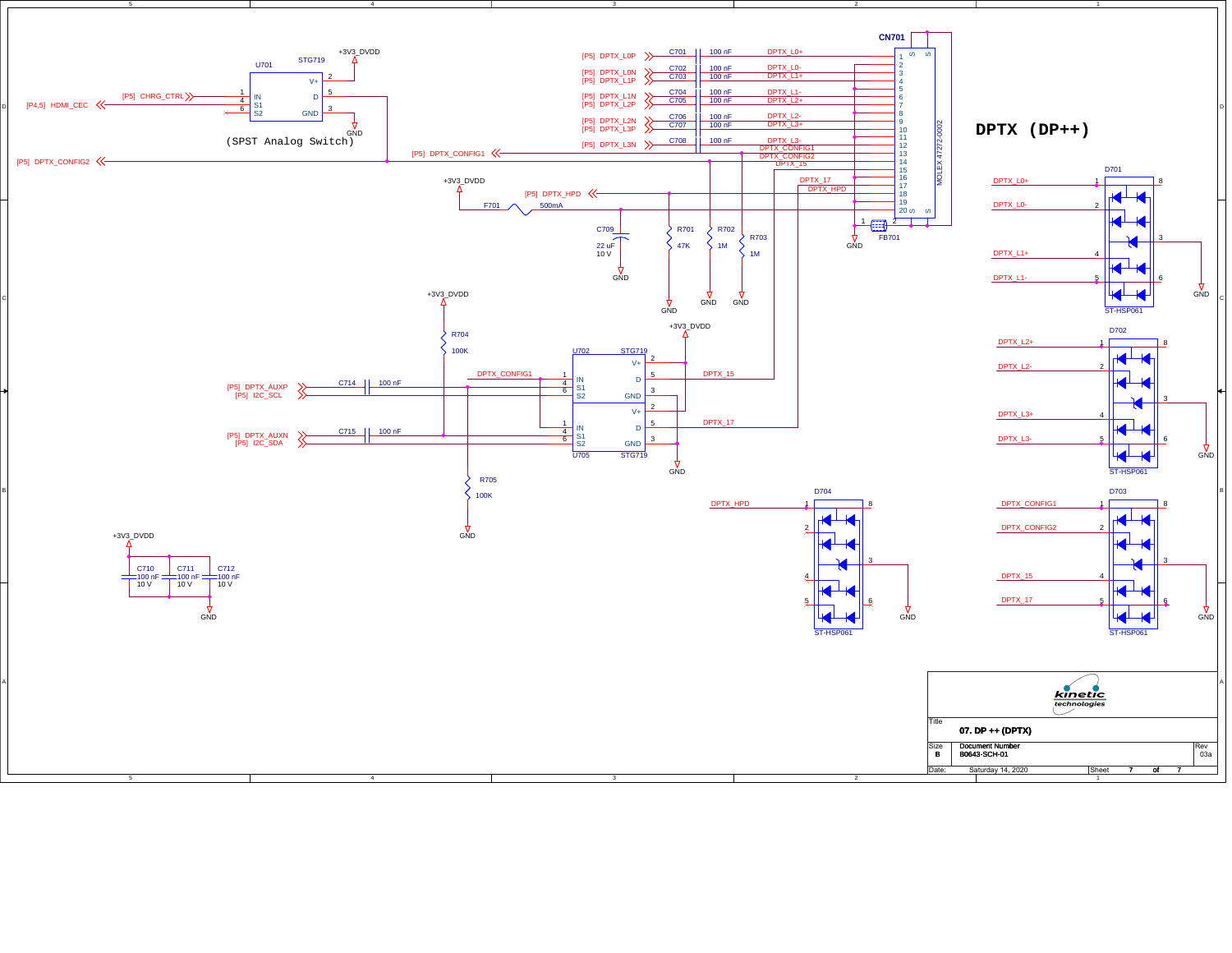# DPTX (DP++)

CN701 — MOLEX 47272-0002

U701 STG719 (SPST Analog Switch)

- +3V3_DVDD
- [P5] CHRG_CTRL — IN (1)
- [P4,5] HDMI_CEC — S1 (4)
- S2 (6)
- V+ (2)
- D (5)
- GND (3)
- [P5] DPTX_CONFIG2

| Signal | Capacitor | Value | Net | CN701 Pin |
|---|---|---|---|---|
| [P5] DPTX_L0P | C701 | 100 nF | DPTX_L0+ | 1 |
| [P5] DPTX_L0N | C702 | 100 nF | DPTX_L0- | 3 |
| [P5] DPTX_L1P | C703 | 100 nF | DPTX_L1+ | 4 |
| [P5] DPTX_L1N | C704 | 100 nF | DPTX_L1- | 6 |
| [P5] DPTX_L2P | C705 | 100 nF | DPTX_L2+ | 7 |
| [P5] DPTX_L2N | C706 | 100 nF | DPTX_L2- | 9 |
| [P5] DPTX_L3P | C707 | 100 nF | DPTX_L3+ | 10 |
| [P5] DPTX_L3N | C708 | 100 nF | DPTX_L3- | 12 |

- [P5] DPTX_CONFIG1 — DPTX_CONFIG1 (13)
- DPTX_CONFIG2 (14)
- DPTX_15 (15)
- DPTX_17 (17)
- [P5] DPTX_HPD — DPTX_HPD (18)
- +3V3_DVDD — F701 500mA — pin 20
- C709 22 uF 10 V
- R701 47K, R702 1M, R703 1M
- FB701
- GND

U702 STG719

- +3V3_DVDD, R704 100K, R705 100K
- [P5] DPTX_AUXP — C714 100 nF
- [P5] I2C_SCL
- DPTX_CONFIG1 — IN (1), S1 (4), S2 (6), V+ (2), D (5) — DPTX_15, GND (3)

U705 STG719

- [P5] DPTX_AUXN — C715 100 nF
- [P5] I2C_SDA
- IN (1), S1 (4), S2 (6), V+ (2), D (5) — DPTX_17, GND (3)

+3V3_DVDD — C710 100 nF 10 V, C711 100 nF 10 V, C712 100 nF 10 V — GND

D701 ST-HSP061: DPTX_L0+ (1), DPTX_L0- (2), DPTX_L1+ (4), DPTX_L1- (5), GND (3)

D702 ST-HSP061: DPTX_L2+ (1), DPTX_L2- (2), DPTX_L3+ (4), DPTX_L3- (5), GND (3)

D703 ST-HSP061: DPTX_CONFIG1 (1), DPTX_CONFIG2 (2), DPTX_15 (4), DPTX_17 (5), GND (3)

D704 ST-HSP061: DPTX_HPD (1), GND (3)

Kinetic technologies

Title: 07. DP ++ (DPTX)

| Size | Document Number | Rev |
|---|---|---|
| B | B0643-SCH-01 | 03a |

Date: Saturday 14, 2020 — Sheet 7 of 7